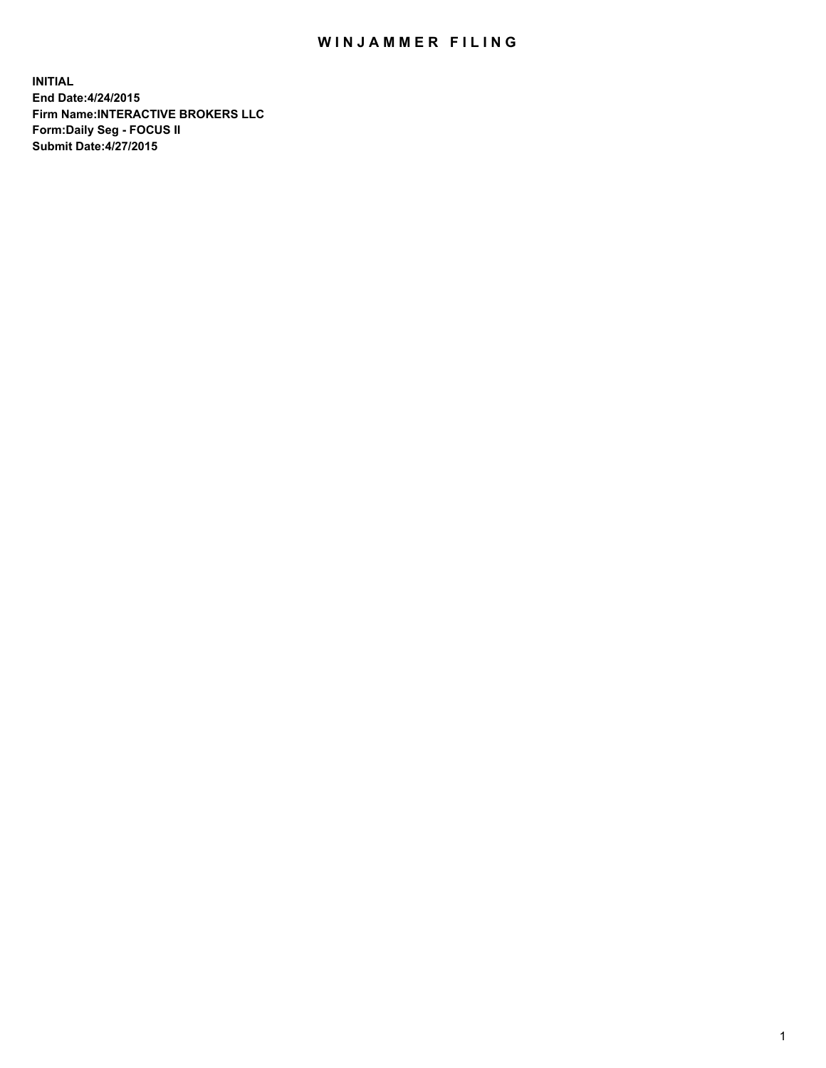# WINJAMMER FILING

**INITIAL**
**End Date:4/24/2015**
**Firm Name:INTERACTIVE BROKERS LLC**
**Form:Daily Seg - FOCUS II**
**Submit Date:4/27/2015**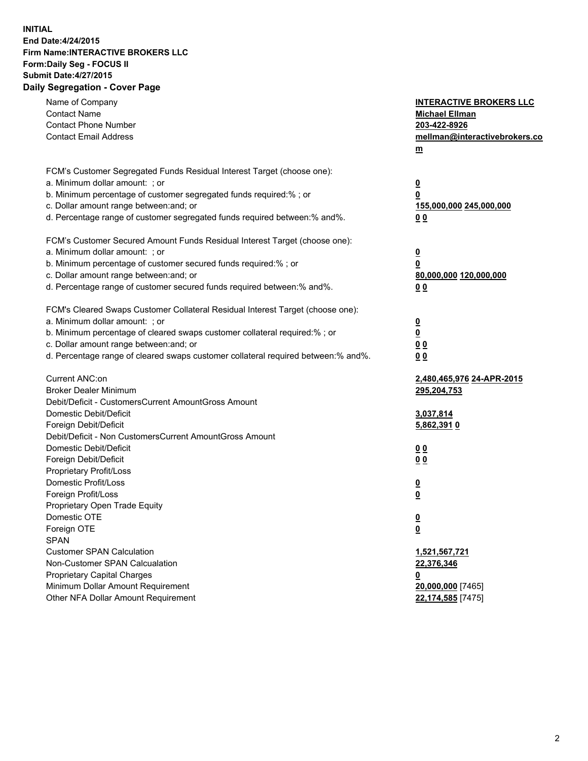**INITIAL**
**End Date:4/24/2015**
**Firm Name:INTERACTIVE BROKERS LLC**
**Form:Daily Seg - FOCUS II**
**Submit Date:4/27/2015**

## Daily Segregation - Cover Page

| | |
|---|---|
| Name of Company | **INTERACTIVE BROKERS LLC** |
| Contact Name | **Michael Ellman** |
| Contact Phone Number | **203-422-8926** |
| Contact Email Address | **mellman@interactivebrokers.com** |
| | |
| FCM's Customer Segregated Funds Residual Interest Target (choose one): | |
| a. Minimum dollar amount: ; or | **0** |
| b. Minimum percentage of customer segregated funds required:% ; or | **0** |
| c. Dollar amount range between:and; or | **155,000,000** **245,000,000** |
| d. Percentage range of customer segregated funds required between:% and%. | **0** **0** |
| | |
| FCM's Customer Secured Amount Funds Residual Interest Target (choose one): | |
| a. Minimum dollar amount: ; or | **0** |
| b. Minimum percentage of customer secured funds required:% ; or | **0** |
| c. Dollar amount range between:and; or | **80,000,000** **120,000,000** |
| d. Percentage range of customer secured funds required between:% and%. | **0** **0** |
| | |
| FCM's Cleared Swaps Customer Collateral Residual Interest Target (choose one): | |
| a. Minimum dollar amount: ; or | **0** |
| b. Minimum percentage of cleared swaps customer collateral required:% ; or | **0** |
| c. Dollar amount range between:and; or | **0** **0** |
| d. Percentage range of cleared swaps customer collateral required between:% and%. | **0** **0** |
| | |
| Current ANC:on | **2,480,465,976** **24-APR-2015** |
| Broker Dealer Minimum | **295,204,753** |
| Debit/Deficit - CustomersCurrent AmountGross Amount | |
| Domestic Debit/Deficit | **3,037,814** |
| Foreign Debit/Deficit | **5,862,391** **0** |
| Debit/Deficit - Non CustomersCurrent AmountGross Amount | |
| Domestic Debit/Deficit | **0** **0** |
| Foreign Debit/Deficit | **0** **0** |
| Proprietary Profit/Loss | |
| Domestic Profit/Loss | **0** |
| Foreign Profit/Loss | **0** |
| Proprietary Open Trade Equity | |
| Domestic OTE | **0** |
| Foreign OTE | **0** |
| SPAN | |
| Customer SPAN Calculation | **1,521,567,721** |
| Non-Customer SPAN Calcualation | **22,376,346** |
| Proprietary Capital Charges | **0** |
| Minimum Dollar Amount Requirement | **20,000,000** [7465] |
| Other NFA Dollar Amount Requirement | **22,174,585** [7475] |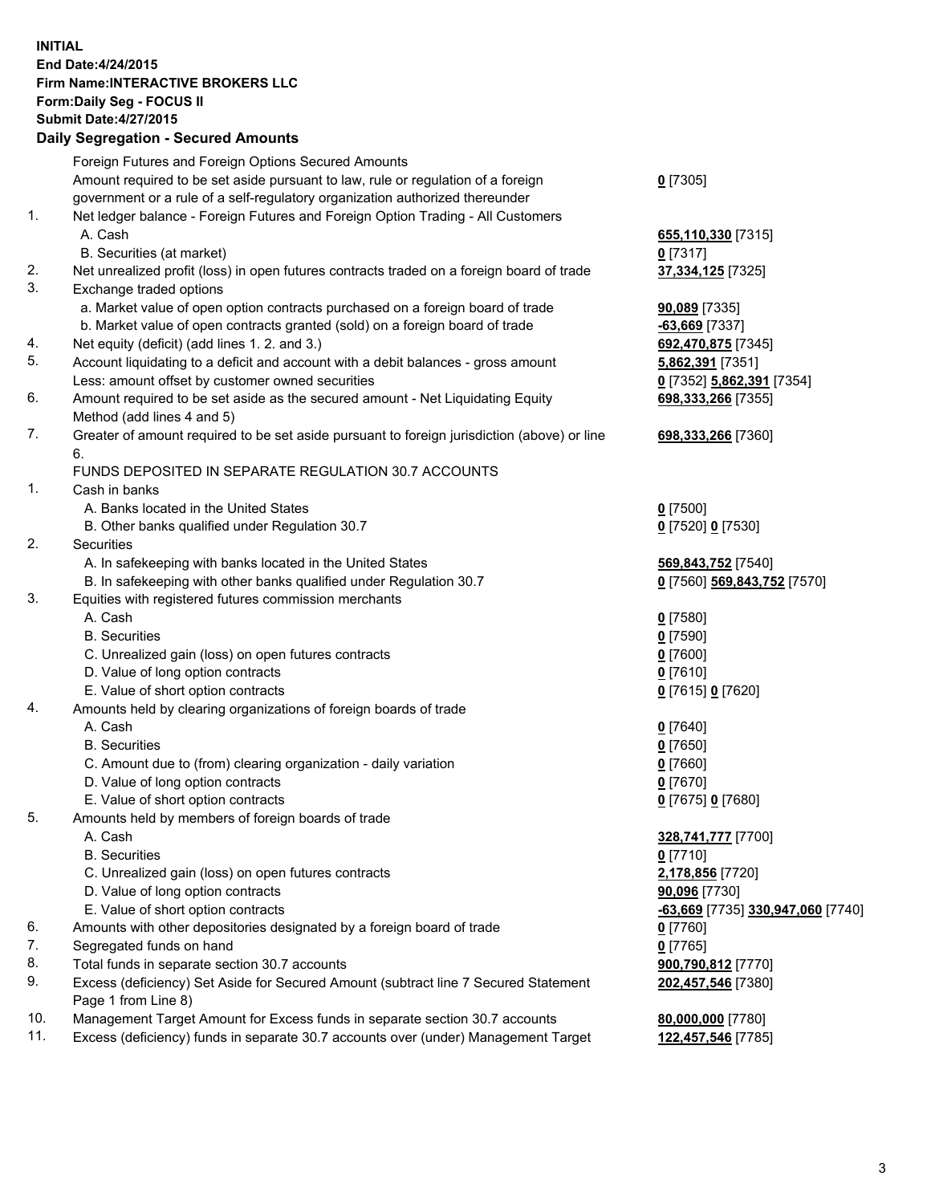**INITIAL**
**End Date:4/24/2015**
**Firm Name:INTERACTIVE BROKERS LLC**
**Form:Daily Seg - FOCUS II**
**Submit Date:4/27/2015**

## Daily Segregation - Secured Amounts

| | | |
|---|---|---|
| | Foreign Futures and Foreign Options Secured Amounts | |
| | Amount required to be set aside pursuant to law, rule or regulation of a foreign government or a rule of a self-regulatory organization authorized thereunder | **0** [7305] |
| 1. | Net ledger balance - Foreign Futures and Foreign Option Trading - All Customers | |
| | A. Cash | **655,110,330** [7315] |
| | B. Securities (at market) | **0** [7317] |
| 2. | Net unrealized profit (loss) in open futures contracts traded on a foreign board of trade | **37,334,125** [7325] |
| 3. | Exchange traded options | |
| | a. Market value of open option contracts purchased on a foreign board of trade | **90,089** [7335] |
| | b. Market value of open contracts granted (sold) on a foreign board of trade | **-63,669** [7337] |
| 4. | Net equity (deficit) (add lines 1. 2. and 3.) | **692,470,875** [7345] |
| 5. | Account liquidating to a deficit and account with a debit balances - gross amount | **5,862,391** [7351] |
| | Less: amount offset by customer owned securities | **0** [7352] **5,862,391** [7354] |
| 6. | Amount required to be set aside as the secured amount - Net Liquidating Equity Method (add lines 4 and 5) | **698,333,266** [7355] |
| 7. | Greater of amount required to be set aside pursuant to foreign jurisdiction (above) or line 6. | **698,333,266** [7360] |
| | FUNDS DEPOSITED IN SEPARATE REGULATION 30.7 ACCOUNTS | |
| 1. | Cash in banks | |
| | A. Banks located in the United States | **0** [7500] |
| | B. Other banks qualified under Regulation 30.7 | **0** [7520] **0** [7530] |
| 2. | Securities | |
| | A. In safekeeping with banks located in the United States | **569,843,752** [7540] |
| | B. In safekeeping with other banks qualified under Regulation 30.7 | **0** [7560] **569,843,752** [7570] |
| 3. | Equities with registered futures commission merchants | |
| | A. Cash | **0** [7580] |
| | B. Securities | **0** [7590] |
| | C. Unrealized gain (loss) on open futures contracts | **0** [7600] |
| | D. Value of long option contracts | **0** [7610] |
| | E. Value of short option contracts | **0** [7615] **0** [7620] |
| 4. | Amounts held by clearing organizations of foreign boards of trade | |
| | A. Cash | **0** [7640] |
| | B. Securities | **0** [7650] |
| | C. Amount due to (from) clearing organization - daily variation | **0** [7660] |
| | D. Value of long option contracts | **0** [7670] |
| | E. Value of short option contracts | **0** [7675] **0** [7680] |
| 5. | Amounts held by members of foreign boards of trade | |
| | A. Cash | **328,741,777** [7700] |
| | B. Securities | **0** [7710] |
| | C. Unrealized gain (loss) on open futures contracts | **2,178,856** [7720] |
| | D. Value of long option contracts | **90,096** [7730] |
| | E. Value of short option contracts | **-63,669** [7735] **330,947,060** [7740] |
| 6. | Amounts with other depositories designated by a foreign board of trade | **0** [7760] |
| 7. | Segregated funds on hand | **0** [7765] |
| 8. | Total funds in separate section 30.7 accounts | **900,790,812** [7770] |
| 9. | Excess (deficiency) Set Aside for Secured Amount (subtract line 7 Secured Statement Page 1 from Line 8) | **202,457,546** [7380] |
| 10. | Management Target Amount for Excess funds in separate section 30.7 accounts | **80,000,000** [7780] |
| 11. | Excess (deficiency) funds in separate 30.7 accounts over (under) Management Target | **122,457,546** [7785] |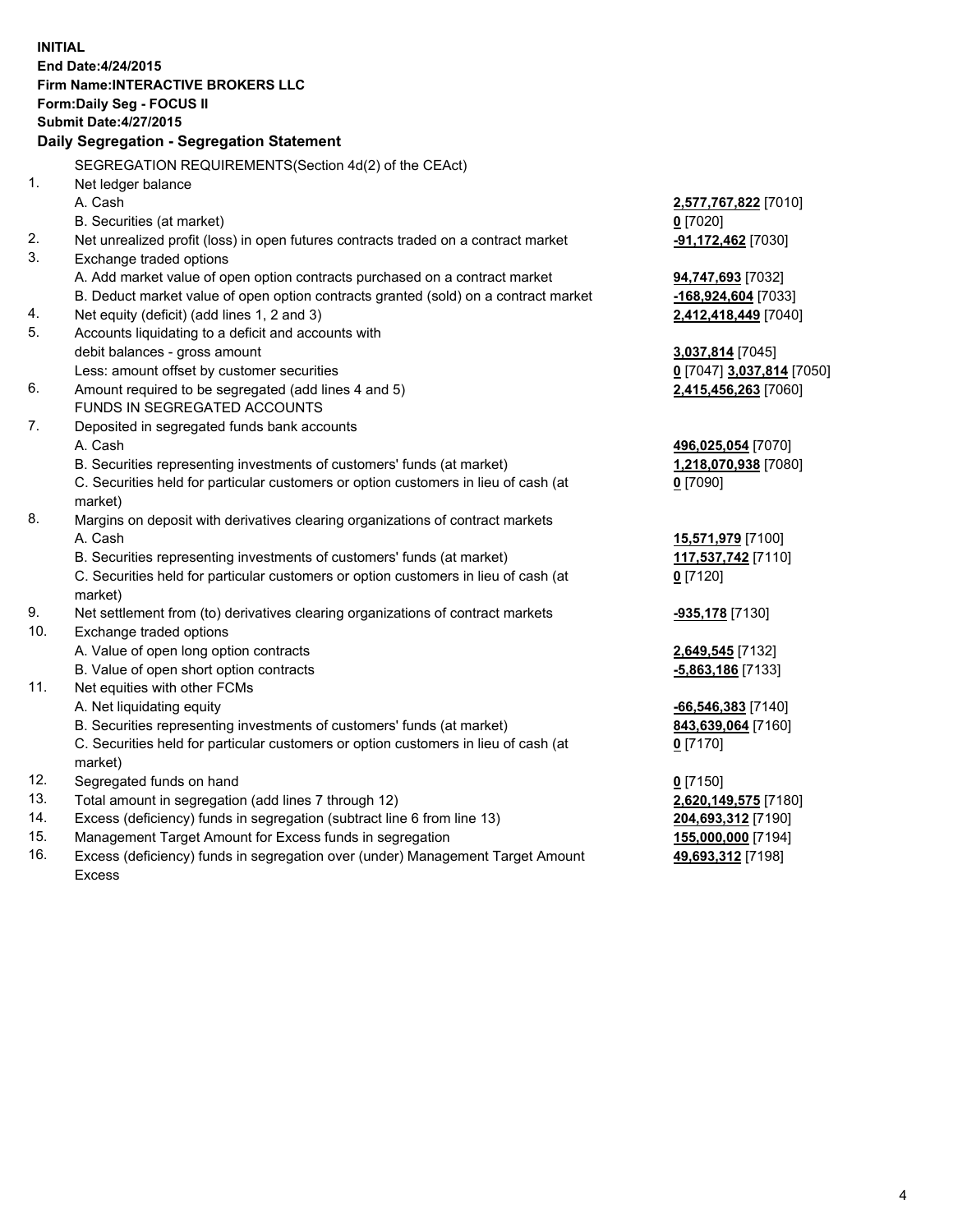**INITIAL**
**End Date:4/24/2015**
**Firm Name:INTERACTIVE BROKERS LLC**
**Form:Daily Seg - FOCUS II**
**Submit Date:4/27/2015**

**Daily Segregation - Segregation Statement**

| | | |
|---|---|---|
| | SEGREGATION REQUIREMENTS(Section 4d(2) of the CEAct) | |
| 1. | Net ledger balance | |
| | A. Cash | **2,577,767,822** [7010] |
| | B. Securities (at market) | **0** [7020] |
| 2. | Net unrealized profit (loss) in open futures contracts traded on a contract market | **-91,172,462** [7030] |
| 3. | Exchange traded options | |
| | A. Add market value of open option contracts purchased on a contract market | **94,747,693** [7032] |
| | B. Deduct market value of open option contracts granted (sold) on a contract market | **-168,924,604** [7033] |
| 4. | Net equity (deficit) (add lines 1, 2 and 3) | **2,412,418,449** [7040] |
| 5. | Accounts liquidating to a deficit and accounts with debit balances - gross amount | **3,037,814** [7045] |
| | Less: amount offset by customer securities | **0** [7047] **3,037,814** [7050] |
| 6. | Amount required to be segregated (add lines 4 and 5) | **2,415,456,263** [7060] |
| | FUNDS IN SEGREGATED ACCOUNTS | |
| 7. | Deposited in segregated funds bank accounts | |
| | A. Cash | **496,025,054** [7070] |
| | B. Securities representing investments of customers' funds (at market) | **1,218,070,938** [7080] |
| | C. Securities held for particular customers or option customers in lieu of cash (at market) | **0** [7090] |
| 8. | Margins on deposit with derivatives clearing organizations of contract markets | |
| | A. Cash | **15,571,979** [7100] |
| | B. Securities representing investments of customers' funds (at market) | **117,537,742** [7110] |
| | C. Securities held for particular customers or option customers in lieu of cash (at market) | **0** [7120] |
| 9. | Net settlement from (to) derivatives clearing organizations of contract markets | **-935,178** [7130] |
| 10. | Exchange traded options | |
| | A. Value of open long option contracts | **2,649,545** [7132] |
| | B. Value of open short option contracts | **-5,863,186** [7133] |
| 11. | Net equities with other FCMs | |
| | A. Net liquidating equity | **-66,546,383** [7140] |
| | B. Securities representing investments of customers' funds (at market) | **843,639,064** [7160] |
| | C. Securities held for particular customers or option customers in lieu of cash (at market) | **0** [7170] |
| 12. | Segregated funds on hand | **0** [7150] |
| 13. | Total amount in segregation (add lines 7 through 12) | **2,620,149,575** [7180] |
| 14. | Excess (deficiency) funds in segregation (subtract line 6 from line 13) | **204,693,312** [7190] |
| 15. | Management Target Amount for Excess funds in segregation | **155,000,000** [7194] |
| 16. | Excess (deficiency) funds in segregation over (under) Management Target Amount Excess | **49,693,312** [7198] |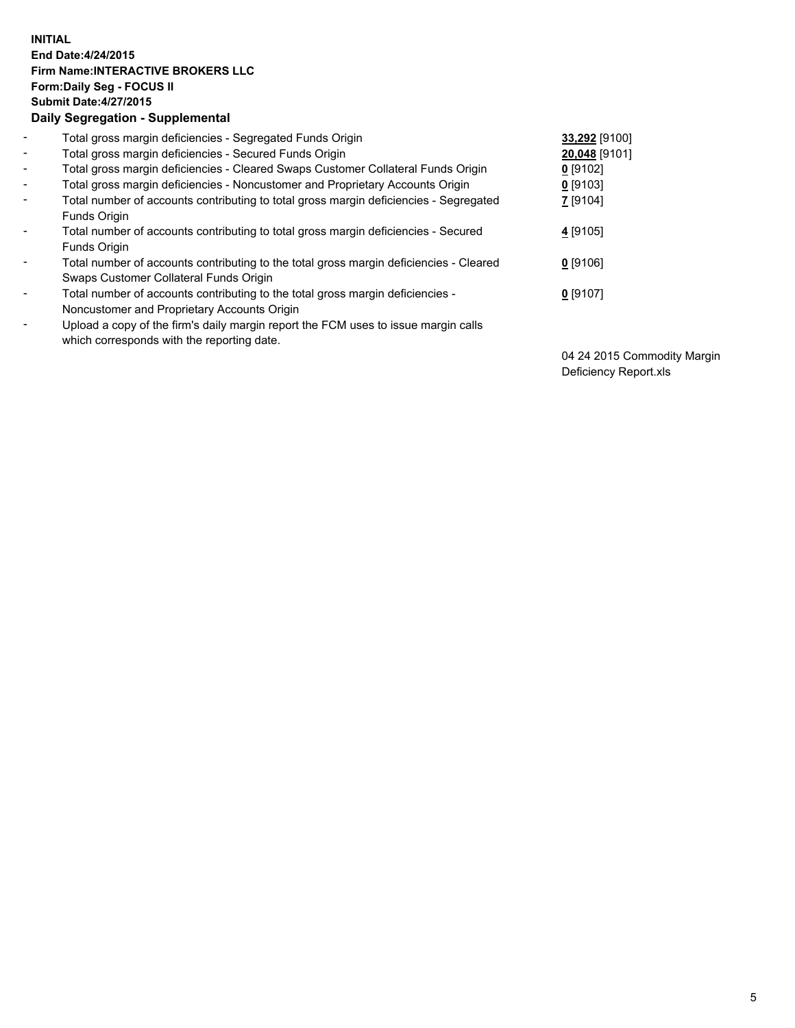**INITIAL**
**End Date:4/24/2015**
**Firm Name:INTERACTIVE BROKERS LLC**
**Form:Daily Seg - FOCUS II**
**Submit Date:4/27/2015**
**Daily Segregation - Supplemental**

| | | |
|---|---|---|
| - | Total gross margin deficiencies - Segregated Funds Origin | **33,292** [9100] |
| - | Total gross margin deficiencies - Secured Funds Origin | **20,048** [9101] |
| - | Total gross margin deficiencies - Cleared Swaps Customer Collateral Funds Origin | **0** [9102] |
| - | Total gross margin deficiencies - Noncustomer and Proprietary Accounts Origin | **0** [9103] |
| - | Total number of accounts contributing to total gross margin deficiencies - Segregated Funds Origin | **7** [9104] |
| - | Total number of accounts contributing to total gross margin deficiencies - Secured Funds Origin | **4** [9105] |
| - | Total number of accounts contributing to the total gross margin deficiencies - Cleared Swaps Customer Collateral Funds Origin | **0** [9106] |
| - | Total number of accounts contributing to the total gross margin deficiencies - Noncustomer and Proprietary Accounts Origin | **0** [9107] |
| - | Upload a copy of the firm's daily margin report the FCM uses to issue margin calls which corresponds with the reporting date. | 04 24 2015 Commodity Margin Deficiency Report.xls |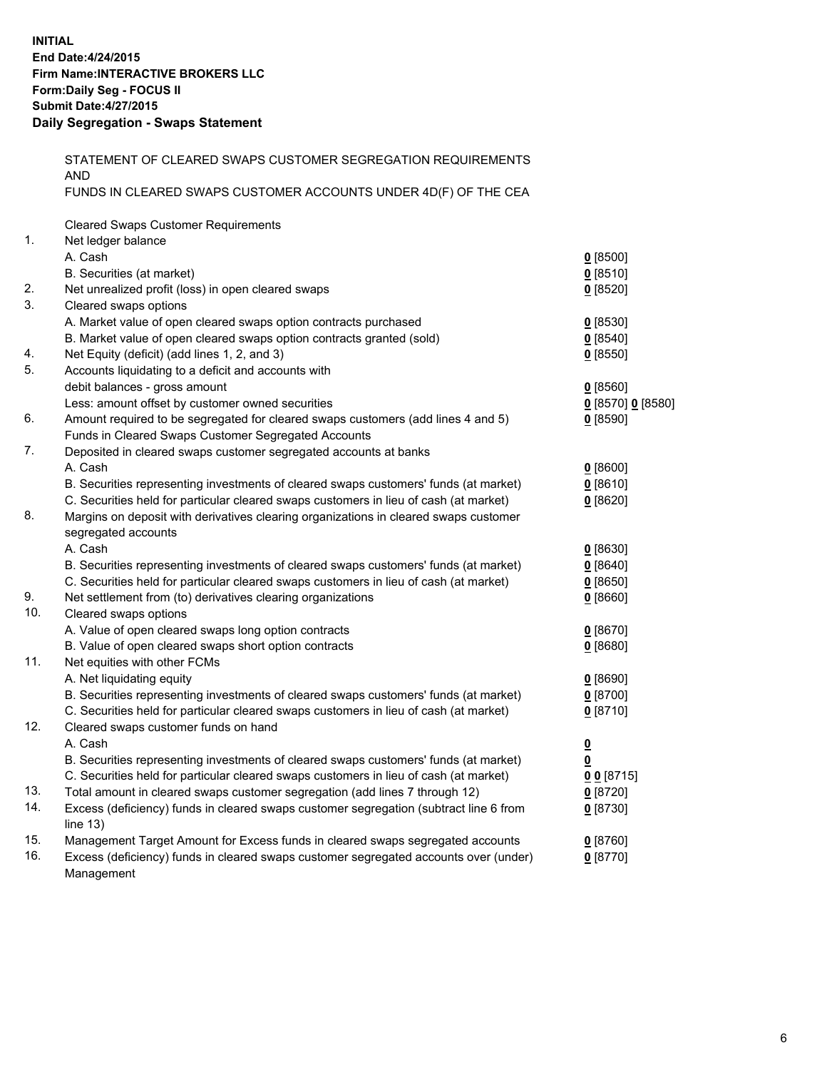**INITIAL**
**End Date:4/24/2015**
**Firm Name:INTERACTIVE BROKERS LLC**
**Form:Daily Seg - FOCUS II**
**Submit Date:4/27/2015**
**Daily Segregation - Swaps Statement**

STATEMENT OF CLEARED SWAPS CUSTOMER SEGREGATION REQUIREMENTS AND FUNDS IN CLEARED SWAPS CUSTOMER ACCOUNTS UNDER 4D(F) OF THE CEA

| | | |
|---|---|---|
| | Cleared Swaps Customer Requirements | |
| 1. | Net ledger balance | |
| | A. Cash | 0 [8500] |
| | B. Securities (at market) | 0 [8510] |
| 2. | Net unrealized profit (loss) in open cleared swaps | 0 [8520] |
| 3. | Cleared swaps options | |
| | A. Market value of open cleared swaps option contracts purchased | 0 [8530] |
| | B. Market value of open cleared swaps option contracts granted (sold) | 0 [8540] |
| 4. | Net Equity (deficit) (add lines 1, 2, and 3) | 0 [8550] |
| 5. | Accounts liquidating to a deficit and accounts with debit balances - gross amount | 0 [8560] |
| | Less: amount offset by customer owned securities | 0 [8570] 0 [8580] |
| 6. | Amount required to be segregated for cleared swaps customers (add lines 4 and 5) | 0 [8590] |
| | Funds in Cleared Swaps Customer Segregated Accounts | |
| 7. | Deposited in cleared swaps customer segregated accounts at banks | |
| | A. Cash | 0 [8600] |
| | B. Securities representing investments of cleared swaps customers' funds (at market) | 0 [8610] |
| | C. Securities held for particular cleared swaps customers in lieu of cash (at market) | 0 [8620] |
| 8. | Margins on deposit with derivatives clearing organizations in cleared swaps customer segregated accounts | |
| | A. Cash | 0 [8630] |
| | B. Securities representing investments of cleared swaps customers' funds (at market) | 0 [8640] |
| | C. Securities held for particular cleared swaps customers in lieu of cash (at market) | 0 [8650] |
| 9. | Net settlement from (to) derivatives clearing organizations | 0 [8660] |
| 10. | Cleared swaps options | |
| | A. Value of open cleared swaps long option contracts | 0 [8670] |
| | B. Value of open cleared swaps short option contracts | 0 [8680] |
| 11. | Net equities with other FCMs | |
| | A. Net liquidating equity | 0 [8690] |
| | B. Securities representing investments of cleared swaps customers' funds (at market) | 0 [8700] |
| | C. Securities held for particular cleared swaps customers in lieu of cash (at market) | 0 [8710] |
| 12. | Cleared swaps customer funds on hand | |
| | A. Cash | 0 |
| | B. Securities representing investments of cleared swaps customers' funds (at market) | 0 |
| | C. Securities held for particular cleared swaps customers in lieu of cash (at market) | 0 0 [8715] |
| 13. | Total amount in cleared swaps customer segregation (add lines 7 through 12) | 0 [8720] |
| 14. | Excess (deficiency) funds in cleared swaps customer segregation (subtract line 6 from line 13) | 0 [8730] |
| 15. | Management Target Amount for Excess funds in cleared swaps segregated accounts | 0 [8760] |
| 16. | Excess (deficiency) funds in cleared swaps customer segregated accounts over (under) Management | 0 [8770] |